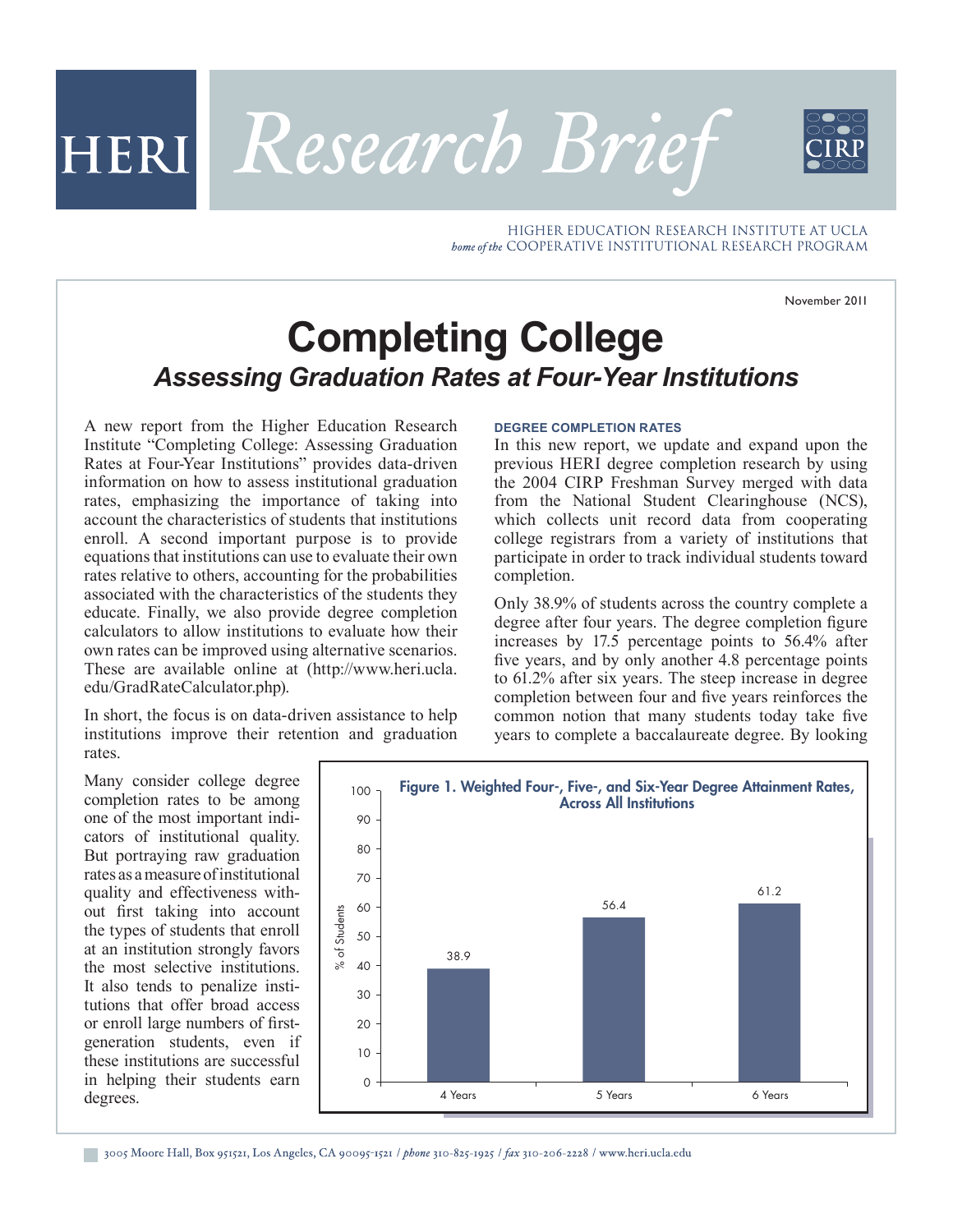HERI *Research Brief*

HIGHER EDUCATION RESEARCH INSTITUTE AT UCLA
*home of the* COOPERATIVE INSTITUTIONAL RESEARCH PROGRAM

November 2011

# Completing College

## *Assessing Graduation Rates at Four-Year Institutions*

A new report from the Higher Education Research Institute "Completing College: Assessing Graduation Rates at Four-Year Institutions" provides data-driven information on how to assess institutional graduation rates, emphasizing the importance of taking into account the characteristics of students that institutions enroll. A second important purpose is to provide equations that institutions can use to evaluate their own rates relative to others, accounting for the probabilities associated with the characteristics of the students they educate. Finally, we also provide degree completion calculators to allow institutions to evaluate how their own rates can be improved using alternative scenarios. These are available online at (http://www.heri.ucla.edu/GradRateCalculator.php).

In short, the focus is on data-driven assistance to help institutions improve their retention and graduation rates.

Many consider college degree completion rates to be among one of the most important indicators of institutional quality. But portraying raw graduation rates as a measure of institutional quality and effectiveness without first taking into account the types of students that enroll at an institution strongly favors the most selective institutions. It also tends to penalize institutions that offer broad access or enroll large numbers of first-generation students, even if these institutions are successful in helping their students earn degrees.

### DEGREE COMPLETION RATES

In this new report, we update and expand upon the previous HERI degree completion research by using the 2004 CIRP Freshman Survey merged with data from the National Student Clearinghouse (NCS), which collects unit record data from cooperating college registrars from a variety of institutions that participate in order to track individual students toward completion.

Only 38.9% of students across the country complete a degree after four years. The degree completion figure increases by 17.5 percentage points to 56.4% after five years, and by only another 4.8 percentage points to 61.2% after six years. The steep increase in degree completion between four and five years reinforces the common notion that many students today take five years to complete a baccalaureate degree. By looking

**Figure 1. Weighted Four-, Five-, and Six-Year Degree Attainment Rates, Across All Institutions**

| | % of Students |
|---|---|
| 4 Years | 38.9 |
| 5 Years | 56.4 |
| 6 Years | 61.2 |

3005 Moore Hall, Box 951521, Los Angeles, CA 90095-1521 / *phone* 310-825-1925 / *fax* 310-206-2228 / www.heri.ucla.edu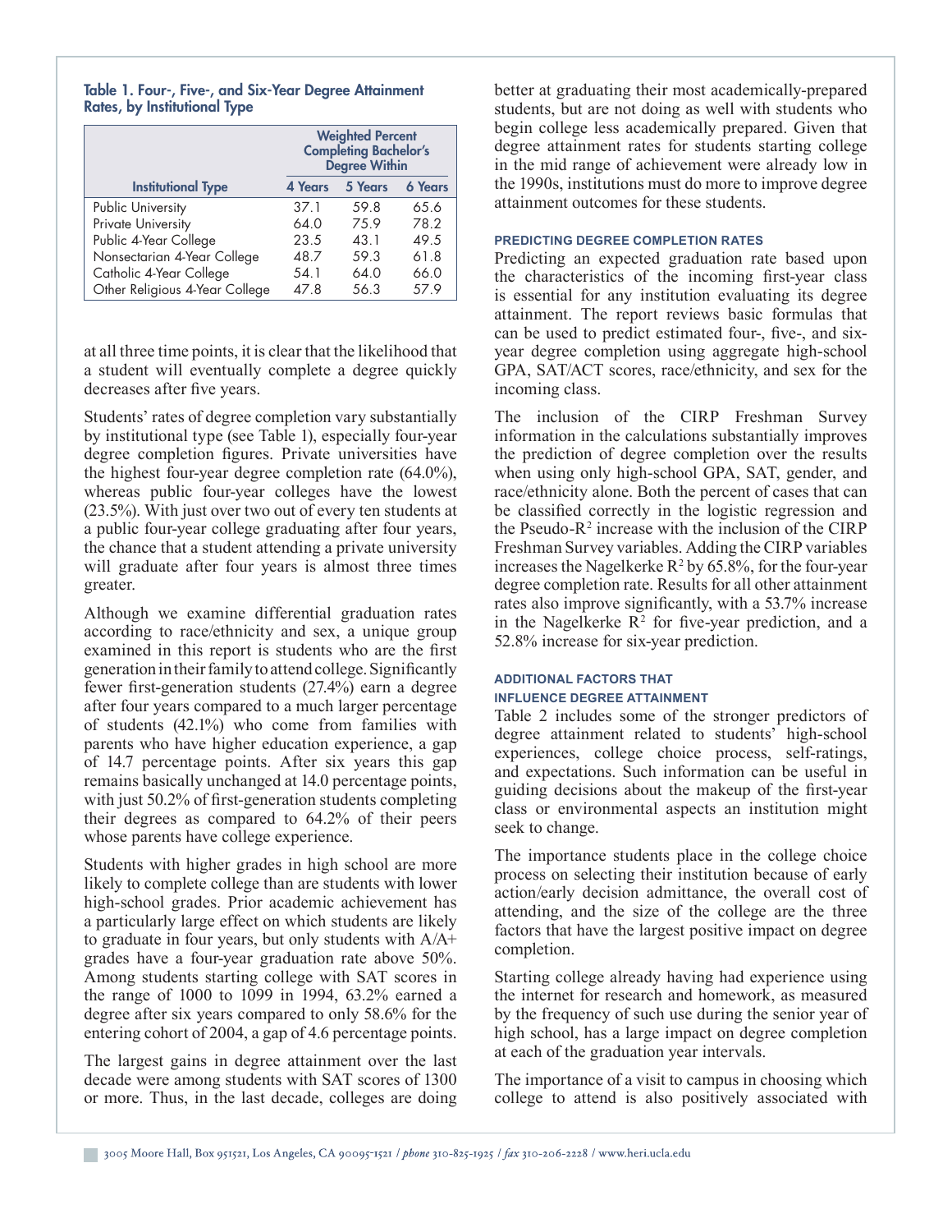**Table 1. Four-, Five-, and Six-Year Degree Attainment Rates, by Institutional Type**

| Institutional Type | Weighted Percent Completing Bachelor's Degree Within | | |
|---|---|---|---|
| | 4 Years | 5 Years | 6 Years |
| Public University | 37.1 | 59.8 | 65.6 |
| Private University | 64.0 | 75.9 | 78.2 |
| Public 4-Year College | 23.5 | 43.1 | 49.5 |
| Nonsectarian 4-Year College | 48.7 | 59.3 | 61.8 |
| Catholic 4-Year College | 54.1 | 64.0 | 66.0 |
| Other Religious 4-Year College | 47.8 | 56.3 | 57.9 |

at all three time points, it is clear that the likelihood that a student will eventually complete a degree quickly decreases after five years.

Students' rates of degree completion vary substantially by institutional type (see Table 1), especially four-year degree completion figures. Private universities have the highest four-year degree completion rate (64.0%), whereas public four-year colleges have the lowest (23.5%). With just over two out of every ten students at a public four-year college graduating after four years, the chance that a student attending a private university will graduate after four years is almost three times greater.

Although we examine differential graduation rates according to race/ethnicity and sex, a unique group examined in this report is students who are the first generation in their family to attend college. Significantly fewer first-generation students (27.4%) earn a degree after four years compared to a much larger percentage of students (42.1%) who come from families with parents who have higher education experience, a gap of 14.7 percentage points. After six years this gap remains basically unchanged at 14.0 percentage points, with just 50.2% of first-generation students completing their degrees as compared to 64.2% of their peers whose parents have college experience.

Students with higher grades in high school are more likely to complete college than are students with lower high-school grades. Prior academic achievement has a particularly large effect on which students are likely to graduate in four years, but only students with A/A+ grades have a four-year graduation rate above 50%. Among students starting college with SAT scores in the range of 1000 to 1099 in 1994, 63.2% earned a degree after six years compared to only 58.6% for the entering cohort of 2004, a gap of 4.6 percentage points.

The largest gains in degree attainment over the last decade were among students with SAT scores of 1300 or more. Thus, in the last decade, colleges are doing better at graduating their most academically-prepared students, but are not doing as well with students who begin college less academically prepared. Given that degree attainment rates for students starting college in the mid range of achievement were already low in the 1990s, institutions must do more to improve degree attainment outcomes for these students.

### PREDICTING DEGREE COMPLETION RATES

Predicting an expected graduation rate based upon the characteristics of the incoming first-year class is essential for any institution evaluating its degree attainment. The report reviews basic formulas that can be used to predict estimated four-, five-, and six-year degree completion using aggregate high-school GPA, SAT/ACT scores, race/ethnicity, and sex for the incoming class.

The inclusion of the CIRP Freshman Survey information in the calculations substantially improves the prediction of degree completion over the results when using only high-school GPA, SAT, gender, and race/ethnicity alone. Both the percent of cases that can be classified correctly in the logistic regression and the Pseudo-$R^2$ increase with the inclusion of the CIRP Freshman Survey variables. Adding the CIRP variables increases the Nagelkerke $R^2$ by 65.8%, for the four-year degree completion rate. Results for all other attainment rates also improve significantly, with a 53.7% increase in the Nagelkerke $R^2$ for five-year prediction, and a 52.8% increase for six-year prediction.

### ADDITIONAL FACTORS THAT INFLUENCE DEGREE ATTAINMENT

Table 2 includes some of the stronger predictors of degree attainment related to students' high-school experiences, college choice process, self-ratings, and expectations. Such information can be useful in guiding decisions about the makeup of the first-year class or environmental aspects an institution might seek to change.

The importance students place in the college choice process on selecting their institution because of early action/early decision admittance, the overall cost of attending, and the size of the college are the three factors that have the largest positive impact on degree completion.

Starting college already having had experience using the internet for research and homework, as measured by the frequency of such use during the senior year of high school, has a large impact on degree completion at each of the graduation year intervals.

The importance of a visit to campus in choosing which college to attend is also positively associated with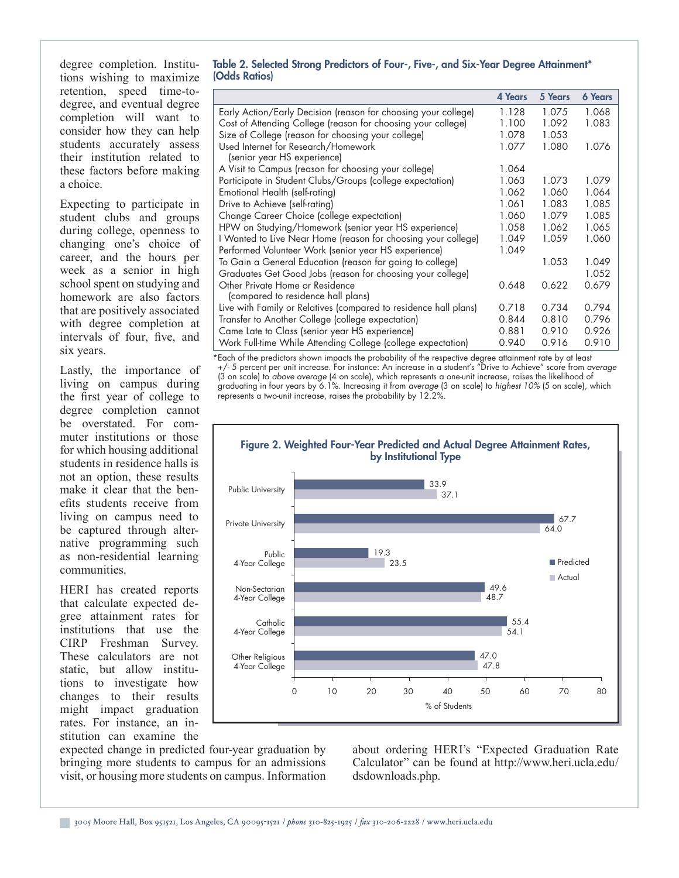degree completion. Institutions wishing to maximize retention, speed time-to-degree, and eventual degree completion will want to consider how they can help students accurately assess their institution related to these factors before making a choice.

Expecting to participate in student clubs and groups during college, openness to changing one's choice of career, and the hours per week as a senior in high school spent on studying and homework are also factors that are positively associated with degree completion at intervals of four, five, and six years.

Lastly, the importance of living on campus during the first year of college to degree completion cannot be overstated. For commuter institutions or those for which housing additional students in residence halls is not an option, these results make it clear that the benefits students receive from living on campus need to be captured through alternative programming such as non-residential learning communities.

HERI has created reports that calculate expected degree attainment rates for institutions that use the CIRP Freshman Survey. These calculators are not static, but allow institutions to investigate how changes to their results might impact graduation rates. For instance, an institution can examine the expected change in predicted four-year graduation by bringing more students to campus for an admissions visit, or housing more students on campus. Information about ordering HERI's "Expected Graduation Rate Calculator" can be found at http://www.heri.ucla.edu/dsdownloads.php.

**Table 2. Selected Strong Predictors of Four-, Five-, and Six-Year Degree Attainment* (Odds Ratios)**

| | 4 Years | 5 Years | 6 Years |
|---|---|---|---|
| Early Action/Early Decision (reason for choosing your college) | 1.128 | 1.075 | 1.068 |
| Cost of Attending College (reason for choosing your college) | 1.100 | 1.092 | 1.083 |
| Size of College (reason for choosing your college) | 1.078 | 1.053 | |
| Used Internet for Research/Homework (senior year HS experience) | 1.077 | 1.080 | 1.076 |
| A Visit to Campus (reason for choosing your college) | 1.064 | | |
| Participate in Student Clubs/Groups (college expectation) | 1.063 | 1.073 | 1.079 |
| Emotional Health (self-rating) | 1.062 | 1.060 | 1.064 |
| Drive to Achieve (self-rating) | 1.061 | 1.083 | 1.085 |
| Change Career Choice (college expectation) | 1.060 | 1.079 | 1.085 |
| HPW on Studying/Homework (senior year HS experience) | 1.058 | 1.062 | 1.065 |
| I Wanted to Live Near Home (reason for choosing your college) | 1.049 | 1.059 | 1.060 |
| Performed Volunteer Work (senior year HS experience) | 1.049 | | |
| To Gain a General Education (reason for going to college) | | 1.053 | 1.049 |
| Graduates Get Good Jobs (reason for choosing your college) | | | 1.052 |
| Other Private Home or Residence (compared to residence hall plans) | 0.648 | 0.622 | 0.679 |
| Live with Family or Relatives (compared to residence hall plans) | 0.718 | 0.734 | 0.794 |
| Transfer to Another College (college expectation) | 0.844 | 0.810 | 0.796 |
| Came Late to Class (senior year HS experience) | 0.881 | 0.910 | 0.926 |
| Work Full-time While Attending College (college expectation) | 0.940 | 0.916 | 0.910 |

*Each of the predictors shown impacts the probability of the respective degree attainment rate by at least +/- 5 percent per unit increase. For instance: An increase in a student's "Drive to Achieve" score from *average* (3 on scale) to *above average* (4 on scale), which represents a one-unit increase, raises the likelihood of graduating in four years by 6.1%. Increasing it from *average* (3 on scale) to *highest 10%* (5 on scale), which represents a two-unit increase, raises the probability by 12.2%.

**Figure 2. Weighted Four-Year Predicted and Actual Degree Attainment Rates, by Institutional Type**

| Institutional Type | Predicted | Actual |
|---|---|---|
| Public University | 33.9 | 37.1 |
| Private University | 67.7 | 64.0 |
| Public 4-Year College | 19.3 | 23.5 |
| Non-Sectarian 4-Year College | 49.6 | 48.7 |
| Catholic 4-Year College | 55.4 | 54.1 |
| Other Religious 4-Year College | 47.0 | 47.8 |

% of Students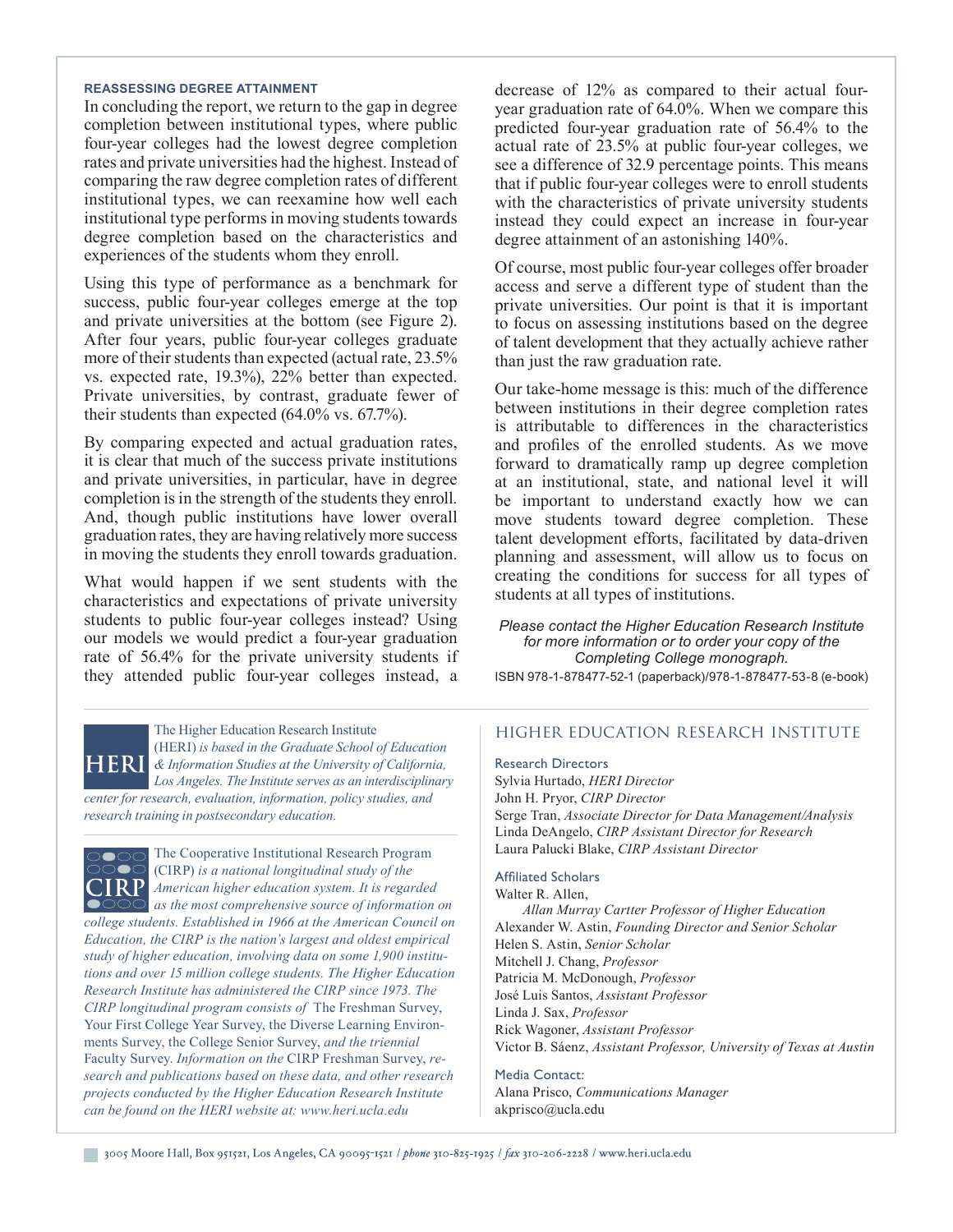### REASSESSING DEGREE ATTAINMENT

In concluding the report, we return to the gap in degree completion between institutional types, where public four-year colleges had the lowest degree completion rates and private universities had the highest. Instead of comparing the raw degree completion rates of different institutional types, we can reexamine how well each institutional type performs in moving students towards degree completion based on the characteristics and experiences of the students whom they enroll.

Using this type of performance as a benchmark for success, public four-year colleges emerge at the top and private universities at the bottom (see Figure 2). After four years, public four-year colleges graduate more of their students than expected (actual rate, 23.5% vs. expected rate, 19.3%), 22% better than expected. Private universities, by contrast, graduate fewer of their students than expected (64.0% vs. 67.7%).

By comparing expected and actual graduation rates, it is clear that much of the success private institutions and private universities, in particular, have in degree completion is in the strength of the students they enroll. And, though public institutions have lower overall graduation rates, they are having relatively more success in moving the students they enroll towards graduation.

What would happen if we sent students with the characteristics and expectations of private university students to public four-year colleges instead? Using our models we would predict a four-year graduation rate of 56.4% for the private university students if they attended public four-year colleges instead, a decrease of 12% as compared to their actual four-year graduation rate of 64.0%. When we compare this predicted four-year graduation rate of 56.4% to the actual rate of 23.5% at public four-year colleges, we see a difference of 32.9 percentage points. This means that if public four-year colleges were to enroll students with the characteristics of private university students instead they could expect an increase in four-year degree attainment of an astonishing 140%.

Of course, most public four-year colleges offer broader access and serve a different type of student than the private universities. Our point is that it is important to focus on assessing institutions based on the degree of talent development that they actually achieve rather than just the raw graduation rate.

Our take-home message is this: much of the difference between institutions in their degree completion rates is attributable to differences in the characteristics and profiles of the enrolled students. As we move forward to dramatically ramp up degree completion at an institutional, state, and national level it will be important to understand exactly how we can move students toward degree completion. These talent development efforts, facilitated by data-driven planning and assessment, will allow us to focus on creating the conditions for success for all types of students at all types of institutions.

*Please contact the Higher Education Research Institute for more information or to order your copy of the Completing College monograph.*

ISBN 978-1-878477-52-1 (paperback)/978-1-878477-53-8 (e-book)

---

HERI

The Higher Education Research Institute (HERI) *is based in the Graduate School of Education & Information Studies at the University of California, Los Angeles. The Institute serves as an interdisciplinary center for research, evaluation, information, policy studies, and research training in postsecondary education.*

CIRP

The Cooperative Institutional Research Program (CIRP) *is a national longitudinal study of the American higher education system. It is regarded as the most comprehensive source of information on college students. Established in 1966 at the American Council on Education, the CIRP is the nation's largest and oldest empirical study of higher education, involving data on some 1,900 institutions and over 15 million college students. The Higher Education Research Institute has administered the CIRP since 1973. The CIRP longitudinal program consists of* The Freshman Survey, Your First College Year Survey, the Diverse Learning Environments Survey, the College Senior Survey, *and the triennial* Faculty Survey. *Information on the* CIRP Freshman Survey, *research and publications based on these data, and other research projects conducted by the Higher Education Research Institute can be found on the HERI website at: www.heri.ucla.edu*

## HIGHER EDUCATION RESEARCH INSTITUTE

**Research Directors**

Sylvia Hurtado, *HERI Director*
John H. Pryor, *CIRP Director*
Serge Tran, *Associate Director for Data Management/Analysis*
Linda DeAngelo, *CIRP Assistant Director for Research*
Laura Palucki Blake, *CIRP Assistant Director*

**Affiliated Scholars**

Walter R. Allen, *Allan Murray Cartter Professor of Higher Education*
Alexander W. Astin, *Founding Director and Senior Scholar*
Helen S. Astin, *Senior Scholar*
Mitchell J. Chang, *Professor*
Patricia M. McDonough, *Professor*
José Luis Santos, *Assistant Professor*
Linda J. Sax, *Professor*
Rick Wagoner, *Assistant Professor*
Victor B. Sáenz, *Assistant Professor, University of Texas at Austin*

**Media Contact:**

Alana Prisco, *Communications Manager*
akprisco@ucla.edu

3005 Moore Hall, Box 951521, Los Angeles, CA 90095-1521 / *phone* 310-825-1925 / *fax* 310-206-2228 / www.heri.ucla.edu